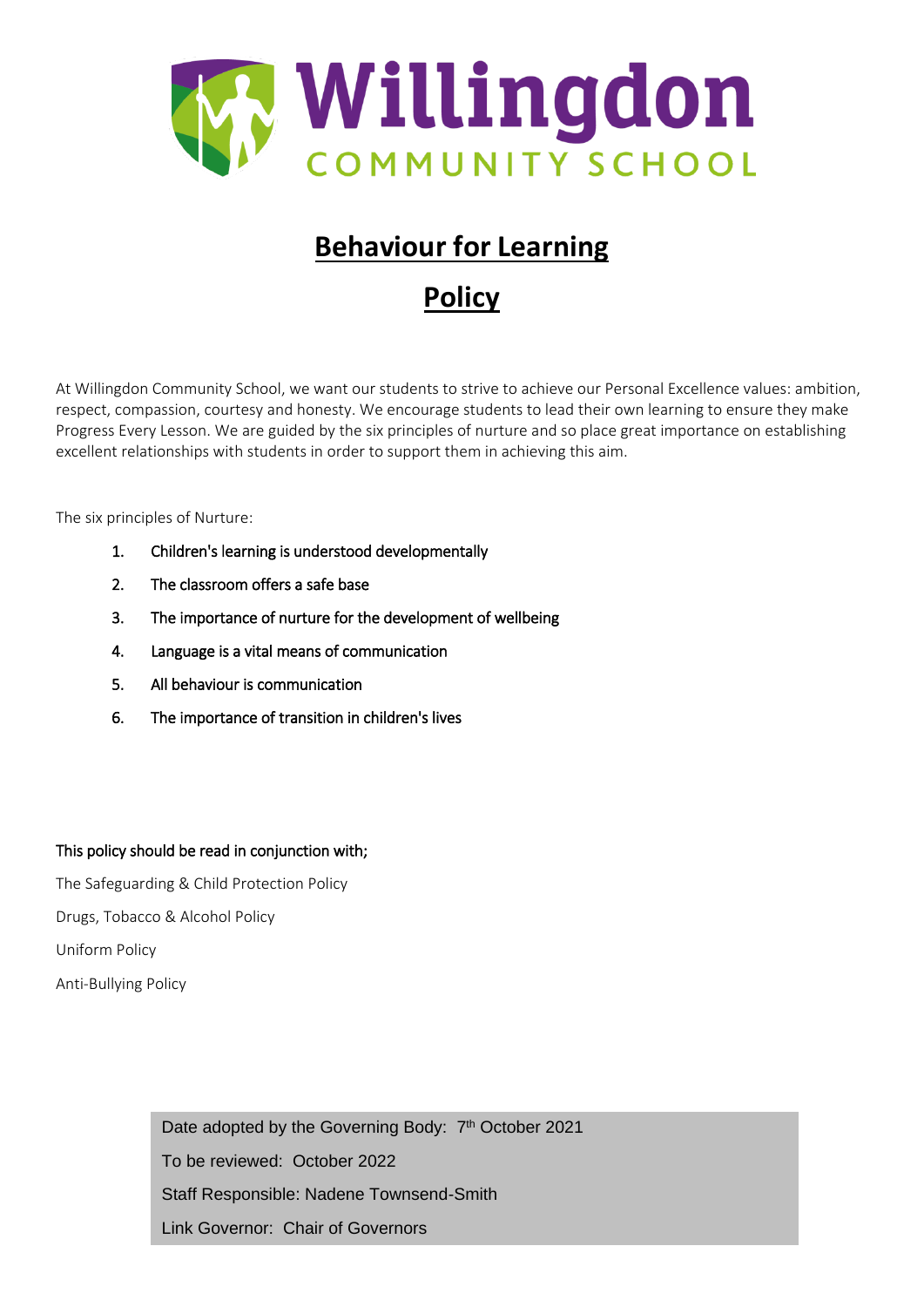# Willingdon

COMMUNITY SCHOOL

# Behaviour for Learning

# Policy

At Willingdon Community School, we want our students to strive to achieve our Personal Excellence values: ambition, respect, compassion, courtesy and honesty. We encourage students to lead their own learning to ensure they make Progress Every Lesson. We are guided by the six principles of nurture and so place great importance on establishing excellent relationships with students in order to support them in achieving this aim.

The six principles of Nurture:

1. Children's learning is understood developmentally
2. The classroom offers a safe base
3. The importance of nurture for the development of wellbeing
4. Language is a vital means of communication
5. All behaviour is communication
6. The importance of transition in children's lives

This policy should be read in conjunction with;

The Safeguarding & Child Protection Policy

Drugs, Tobacco & Alcohol Policy

Uniform Policy

Anti-Bullying Policy

Date adopted by the Governing Body: 7th October 2021

To be reviewed: October 2022

Staff Responsible: Nadene Townsend-Smith

Link Governor: Chair of Governors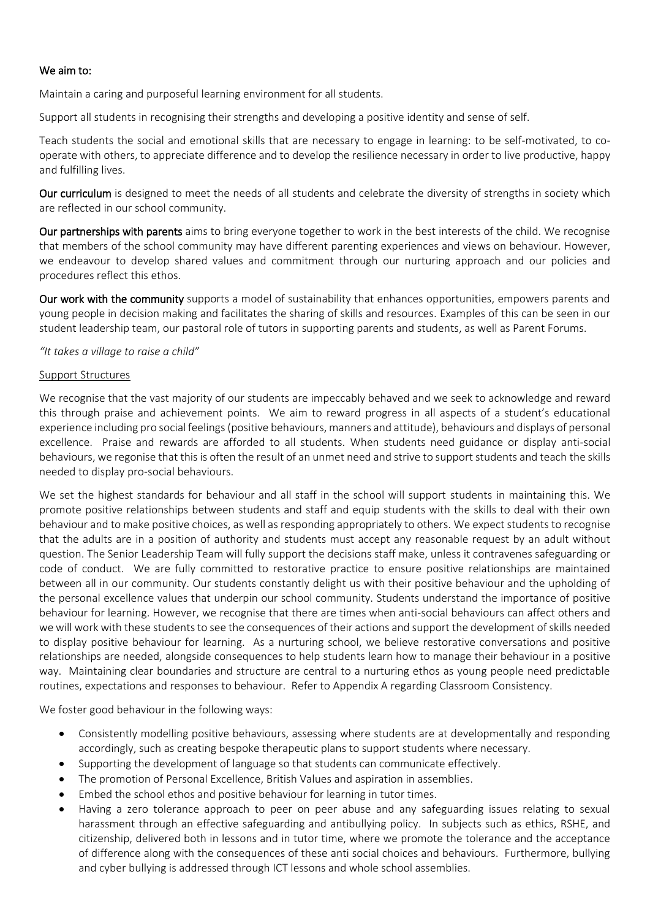**We aim to:**

Maintain a caring and purposeful learning environment for all students.

Support all students in recognising their strengths and developing a positive identity and sense of self.

Teach students the social and emotional skills that are necessary to engage in learning: to be self-motivated, to co-operate with others, to appreciate difference and to develop the resilience necessary in order to live productive, happy and fulfilling lives.

**Our curriculum** is designed to meet the needs of all students and celebrate the diversity of strengths in society which are reflected in our school community.

**Our partnerships with parents** aims to bring everyone together to work in the best interests of the child. We recognise that members of the school community may have different parenting experiences and views on behaviour. However, we endeavour to develop shared values and commitment through our nurturing approach and our policies and procedures reflect this ethos.

**Our work with the community** supports a model of sustainability that enhances opportunities, empowers parents and young people in decision making and facilitates the sharing of skills and resources. Examples of this can be seen in our student leadership team, our pastoral role of tutors in supporting parents and students, as well as Parent Forums.

*"It takes a village to raise a child"*

<u>Support Structures</u>

We recognise that the vast majority of our students are impeccably behaved and we seek to acknowledge and reward this through praise and achievement points. We aim to reward progress in all aspects of a student's educational experience including pro social feelings (positive behaviours, manners and attitude), behaviours and displays of personal excellence. Praise and rewards are afforded to all students. When students need guidance or display anti-social behaviours, we regonise that this is often the result of an unmet need and strive to support students and teach the skills needed to display pro-social behaviours.

We set the highest standards for behaviour and all staff in the school will support students in maintaining this. We promote positive relationships between students and staff and equip students with the skills to deal with their own behaviour and to make positive choices, as well as responding appropriately to others. We expect students to recognise that the adults are in a position of authority and students must accept any reasonable request by an adult without question. The Senior Leadership Team will fully support the decisions staff make, unless it contravenes safeguarding or code of conduct. We are fully committed to restorative practice to ensure positive relationships are maintained between all in our community. Our students constantly delight us with their positive behaviour and the upholding of the personal excellence values that underpin our school community. Students understand the importance of positive behaviour for learning. However, we recognise that there are times when anti-social behaviours can affect others and we will work with these students to see the consequences of their actions and support the development of skills needed to display positive behaviour for learning. As a nurturing school, we believe restorative conversations and positive relationships are needed, alongside consequences to help students learn how to manage their behaviour in a positive way. Maintaining clear boundaries and structure are central to a nurturing ethos as young people need predictable routines, expectations and responses to behaviour. Refer to Appendix A regarding Classroom Consistency.

We foster good behaviour in the following ways:

- Consistently modelling positive behaviours, assessing where students are at developmentally and responding accordingly, such as creating bespoke therapeutic plans to support students where necessary.
- Supporting the development of language so that students can communicate effectively.
- The promotion of Personal Excellence, British Values and aspiration in assemblies.
- Embed the school ethos and positive behaviour for learning in tutor times.
- Having a zero tolerance approach to peer on peer abuse and any safeguarding issues relating to sexual harassment through an effective safeguarding and antibullying policy. In subjects such as ethics, RSHE, and citizenship, delivered both in lessons and in tutor time, where we promote the tolerance and the acceptance of difference along with the consequences of these anti social choices and behaviours. Furthermore, bullying and cyber bullying is addressed through ICT lessons and whole school assemblies.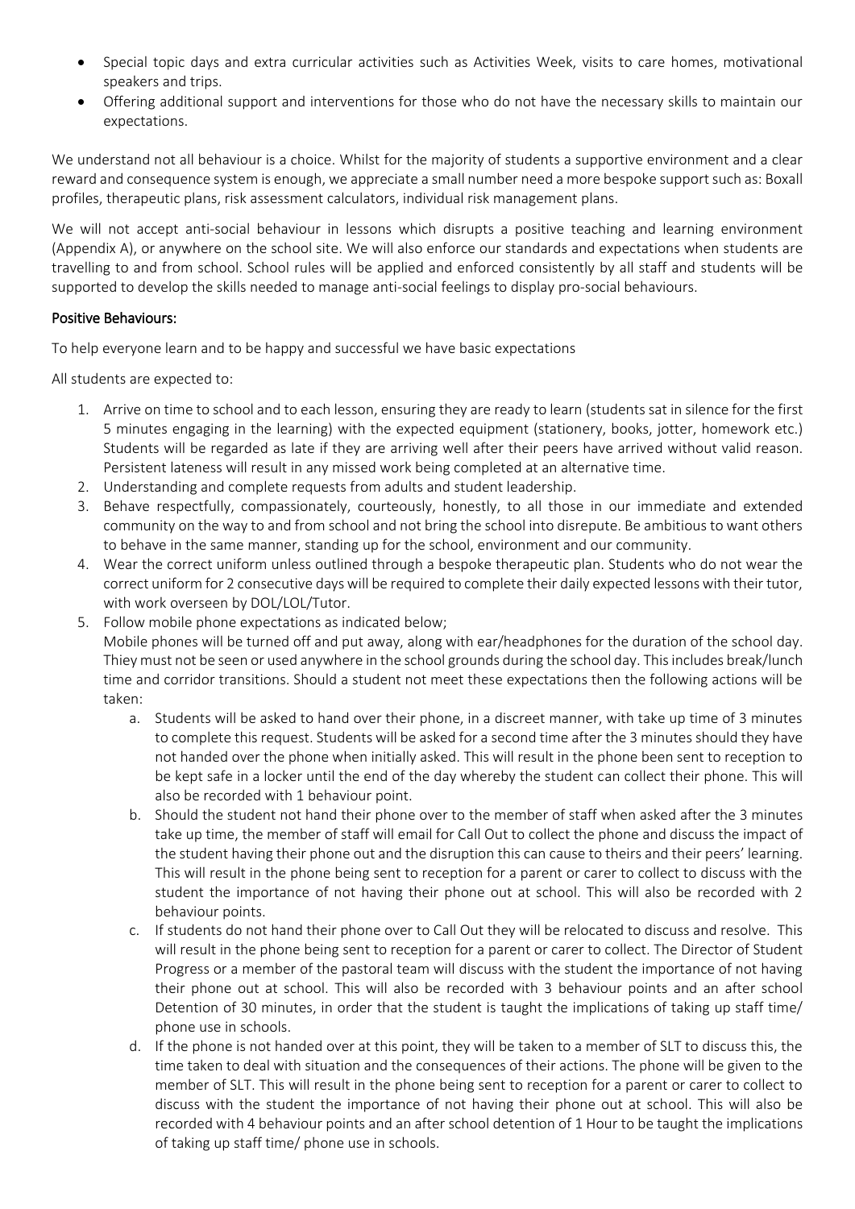- Special topic days and extra curricular activities such as Activities Week, visits to care homes, motivational speakers and trips.
- Offering additional support and interventions for those who do not have the necessary skills to maintain our expectations.

We understand not all behaviour is a choice. Whilst for the majority of students a supportive environment and a clear reward and consequence system is enough, we appreciate a small number need a more bespoke support such as: Boxall profiles, therapeutic plans, risk assessment calculators, individual risk management plans.

We will not accept anti-social behaviour in lessons which disrupts a positive teaching and learning environment (Appendix A), or anywhere on the school site. We will also enforce our standards and expectations when students are travelling to and from school. School rules will be applied and enforced consistently by all staff and students will be supported to develop the skills needed to manage anti-social feelings to display pro-social behaviours.

## Positive Behaviours:

To help everyone learn and to be happy and successful we have basic expectations

All students are expected to:

1. Arrive on time to school and to each lesson, ensuring they are ready to learn (students sat in silence for the first 5 minutes engaging in the learning) with the expected equipment (stationery, books, jotter, homework etc.) Students will be regarded as late if they are arriving well after their peers have arrived without valid reason. Persistent lateness will result in any missed work being completed at an alternative time.
2. Understanding and complete requests from adults and student leadership.
3. Behave respectfully, compassionately, courteously, honestly, to all those in our immediate and extended community on the way to and from school and not bring the school into disrepute. Be ambitious to want others to behave in the same manner, standing up for the school, environment and our community.
4. Wear the correct uniform unless outlined through a bespoke therapeutic plan. Students who do not wear the correct uniform for 2 consecutive days will be required to complete their daily expected lessons with their tutor, with work overseen by DOL/LOL/Tutor.
5. Follow mobile phone expectations as indicated below;
   Mobile phones will be turned off and put away, along with ear/headphones for the duration of the school day. Thiey must not be seen or used anywhere in the school grounds during the school day. This includes break/lunch time and corridor transitions. Should a student not meet these expectations then the following actions will be taken:
   a. Students will be asked to hand over their phone, in a discreet manner, with take up time of 3 minutes to complete this request. Students will be asked for a second time after the 3 minutes should they have not handed over the phone when initially asked. This will result in the phone been sent to reception to be kept safe in a locker until the end of the day whereby the student can collect their phone. This will also be recorded with 1 behaviour point.
   b. Should the student not hand their phone over to the member of staff when asked after the 3 minutes take up time, the member of staff will email for Call Out to collect the phone and discuss the impact of the student having their phone out and the disruption this can cause to theirs and their peers' learning. This will result in the phone being sent to reception for a parent or carer to collect to discuss with the student the importance of not having their phone out at school. This will also be recorded with 2 behaviour points.
   c. If students do not hand their phone over to Call Out they will be relocated to discuss and resolve. This will result in the phone being sent to reception for a parent or carer to collect. The Director of Student Progress or a member of the pastoral team will discuss with the student the importance of not having their phone out at school. This will also be recorded with 3 behaviour points and an after school Detention of 30 minutes, in order that the student is taught the implications of taking up staff time/ phone use in schools.
   d. If the phone is not handed over at this point, they will be taken to a member of SLT to discuss this, the time taken to deal with situation and the consequences of their actions. The phone will be given to the member of SLT. This will result in the phone being sent to reception for a parent or carer to collect to discuss with the student the importance of not having their phone out at school. This will also be recorded with 4 behaviour points and an after school detention of 1 Hour to be taught the implications of taking up staff time/ phone use in schools.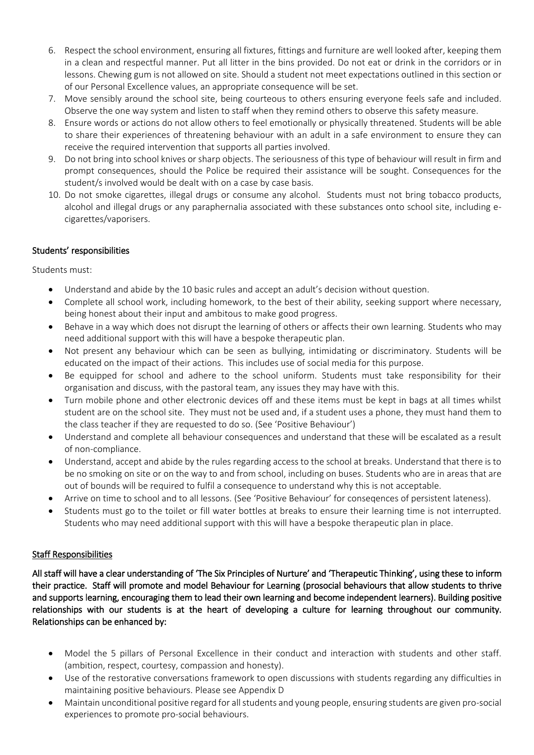6. Respect the school environment, ensuring all fixtures, fittings and furniture are well looked after, keeping them in a clean and respectful manner. Put all litter in the bins provided. Do not eat or drink in the corridors or in lessons. Chewing gum is not allowed on site. Should a student not meet expectations outlined in this section or of our Personal Excellence values, an appropriate consequence will be set.
7. Move sensibly around the school site, being courteous to others ensuring everyone feels safe and included. Observe the one way system and listen to staff when they remind others to observe this safety measure.
8. Ensure words or actions do not allow others to feel emotionally or physically threatened. Students will be able to share their experiences of threatening behaviour with an adult in a safe environment to ensure they can receive the required intervention that supports all parties involved.
9. Do not bring into school knives or sharp objects. The seriousness of this type of behaviour will result in firm and prompt consequences, should the Police be required their assistance will be sought. Consequences for the student/s involved would be dealt with on a case by case basis.
10. Do not smoke cigarettes, illegal drugs or consume any alcohol. Students must not bring tobacco products, alcohol and illegal drugs or any paraphernalia associated with these substances onto school site, including e-cigarettes/vaporisers.

## Students' responsibilities

Students must:

- Understand and abide by the 10 basic rules and accept an adult's decision without question.
- Complete all school work, including homework, to the best of their ability, seeking support where necessary, being honest about their input and ambitous to make good progress.
- Behave in a way which does not disrupt the learning of others or affects their own learning. Students who may need additional support with this will have a bespoke therapeutic plan.
- Not present any behaviour which can be seen as bullying, intimidating or discriminatory. Students will be educated on the impact of their actions. This includes use of social media for this purpose.
- Be equipped for school and adhere to the school uniform. Students must take responsibility for their organisation and discuss, with the pastoral team, any issues they may have with this.
- Turn mobile phone and other electronic devices off and these items must be kept in bags at all times whilst student are on the school site. They must not be used and, if a student uses a phone, they must hand them to the class teacher if they are requested to do so. (See 'Positive Behaviour')
- Understand and complete all behaviour consequences and understand that these will be escalated as a result of non-compliance.
- Understand, accept and abide by the rules regarding access to the school at breaks. Understand that there is to be no smoking on site or on the way to and from school, including on buses. Students who are in areas that are out of bounds will be required to fulfil a consequence to understand why this is not acceptable.
- Arrive on time to school and to all lessons. (See 'Positive Behaviour' for conseqences of persistent lateness).
- Students must go to the toilet or fill water bottles at breaks to ensure their learning time is not interrupted. Students who may need additional support with this will have a bespoke therapeutic plan in place.

## Staff Responsibilities

**All staff will have a clear understanding of 'The Six Principles of Nurture' and 'Therapeutic Thinking', using these to inform their practice. Staff will promote and model Behaviour for Learning (prosocial behaviours that allow students to thrive and supports learning, encouraging them to lead their own learning and become independent learners). Building positive relationships with our students is at the heart of developing a culture for learning throughout our community. Relationships can be enhanced by:**

- Model the 5 pillars of Personal Excellence in their conduct and interaction with students and other staff. (ambition, respect, courtesy, compassion and honesty).
- Use of the restorative conversations framework to open discussions with students regarding any difficulties in maintaining positive behaviours. Please see Appendix D
- Maintain unconditional positive regard for all students and young people, ensuring students are given pro-social experiences to promote pro-social behaviours.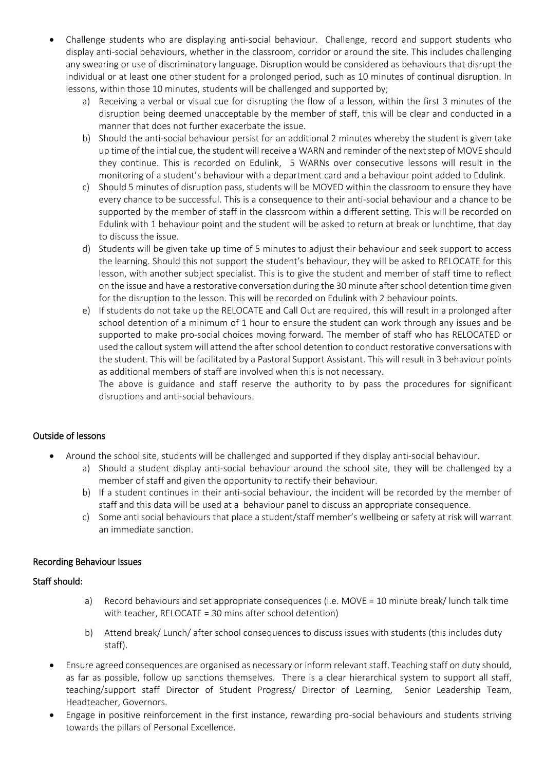- Challenge students who are displaying anti-social behaviour. Challenge, record and support students who display anti-social behaviours, whether in the classroom, corridor or around the site. This includes challenging any swearing or use of discriminatory language. Disruption would be considered as behaviours that disrupt the individual or at least one other student for a prolonged period, such as 10 minutes of continual disruption. In lessons, within those 10 minutes, students will be challenged and supported by;
  a) Receiving a verbal or visual cue for disrupting the flow of a lesson, within the first 3 minutes of the disruption being deemed unacceptable by the member of staff, this will be clear and conducted in a manner that does not further exacerbate the issue.
  b) Should the anti-social behaviour persist for an additional 2 minutes whereby the student is given take up time of the intial cue, the student will receive a WARN and reminder of the next step of MOVE should they continue. This is recorded on Edulink, 5 WARNs over consecutive lessons will result in the monitoring of a student's behaviour with a department card and a behaviour point added to Edulink.
  c) Should 5 minutes of disruption pass, students will be MOVED within the classroom to ensure they have every chance to be successful. This is a consequence to their anti-social behaviour and a chance to be supported by the member of staff in the classroom within a different setting. This will be recorded on Edulink with 1 behaviour point and the student will be asked to return at break or lunchtime, that day to discuss the issue.
  d) Students will be given take up time of 5 minutes to adjust their behaviour and seek support to access the learning. Should this not support the student's behaviour, they will be asked to RELOCATE for this lesson, with another subject specialist. This is to give the student and member of staff time to reflect on the issue and have a restorative conversation during the 30 minute after school detention time given for the disruption to the lesson. This will be recorded on Edulink with 2 behaviour points.
  e) If students do not take up the RELOCATE and Call Out are required, this will result in a prolonged after school detention of a minimum of 1 hour to ensure the student can work through any issues and be supported to make pro-social choices moving forward. The member of staff who has RELOCATED or used the callout system will attend the after school detention to conduct restorative conversations with the student. This will be facilitated by a Pastoral Support Assistant. This will result in 3 behaviour points as additional members of staff are involved when this is not necessary.

     The above is guidance and staff reserve the authority to by pass the procedures for significant disruptions and anti-social behaviours.

## Outside of lessons

- Around the school site, students will be challenged and supported if they display anti-social behaviour.
  a) Should a student display anti-social behaviour around the school site, they will be challenged by a member of staff and given the opportunity to rectify their behaviour.
  b) If a student continues in their anti-social behaviour, the incident will be recorded by the member of staff and this data will be used at a behaviour panel to discuss an appropriate consequence.
  c) Some anti social behaviours that place a student/staff member's wellbeing or safety at risk will warrant an immediate sanction.

## Recording Behaviour Issues

### Staff should:

a) Record behaviours and set appropriate consequences (i.e. MOVE = 10 minute break/ lunch talk time with teacher, RELOCATE = 30 mins after school detention)

b) Attend break/ Lunch/ after school consequences to discuss issues with students (this includes duty staff).

- Ensure agreed consequences are organised as necessary or inform relevant staff. Teaching staff on duty should, as far as possible, follow up sanctions themselves. There is a clear hierarchical system to support all staff, teaching/support staff Director of Student Progress/ Director of Learning, Senior Leadership Team, Headteacher, Governors.
- Engage in positive reinforcement in the first instance, rewarding pro-social behaviours and students striving towards the pillars of Personal Excellence.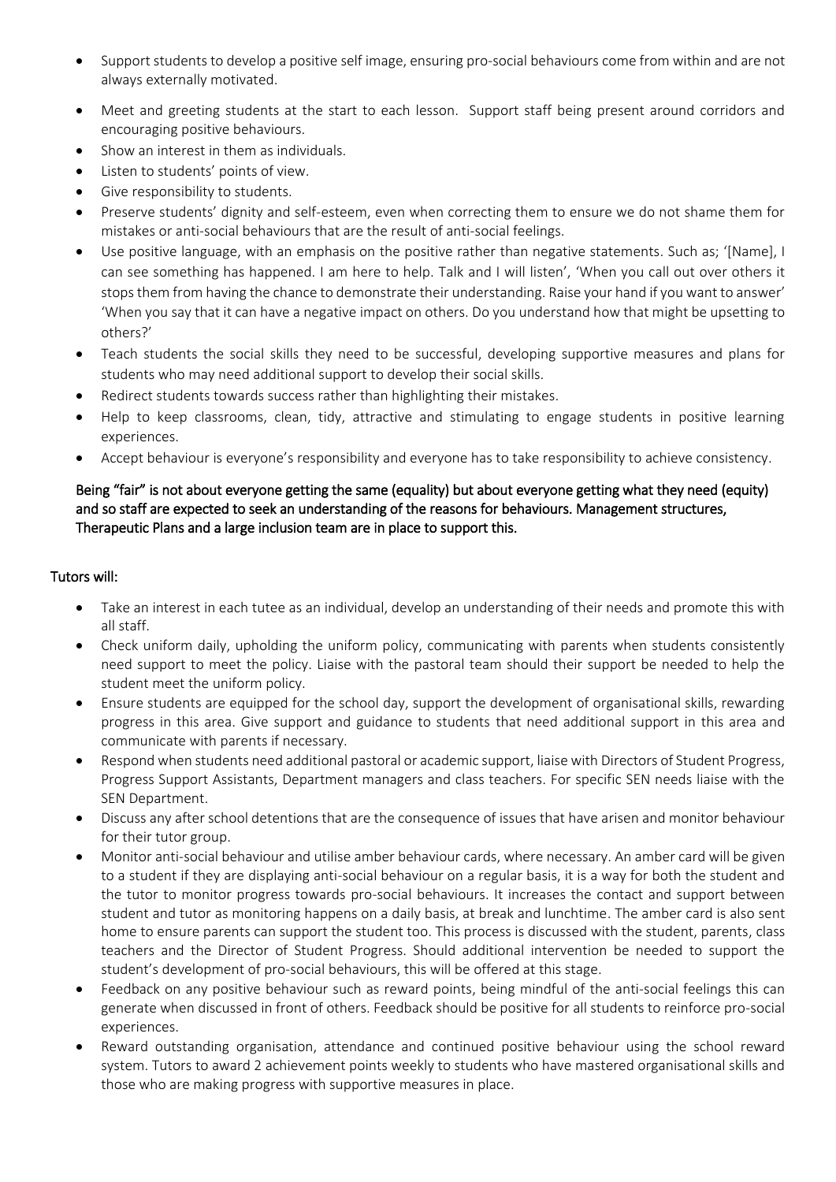- Support students to develop a positive self image, ensuring pro-social behaviours come from within and are not always externally motivated.
- Meet and greeting students at the start to each lesson. Support staff being present around corridors and encouraging positive behaviours.
- Show an interest in them as individuals.
- Listen to students' points of view.
- Give responsibility to students.
- Preserve students' dignity and self-esteem, even when correcting them to ensure we do not shame them for mistakes or anti-social behaviours that are the result of anti-social feelings.
- Use positive language, with an emphasis on the positive rather than negative statements. Such as; '[Name], I can see something has happened. I am here to help. Talk and I will listen', 'When you call out over others it stops them from having the chance to demonstrate their understanding. Raise your hand if you want to answer' 'When you say that it can have a negative impact on others. Do you understand how that might be upsetting to others?'
- Teach students the social skills they need to be successful, developing supportive measures and plans for students who may need additional support to develop their social skills.
- Redirect students towards success rather than highlighting their mistakes.
- Help to keep classrooms, clean, tidy, attractive and stimulating to engage students in positive learning experiences.
- Accept behaviour is everyone's responsibility and everyone has to take responsibility to achieve consistency.

Being "fair" is not about everyone getting the same (equality) but about everyone getting what they need (equity) and so staff are expected to seek an understanding of the reasons for behaviours. Management structures, Therapeutic Plans and a large inclusion team are in place to support this.

## Tutors will:

- Take an interest in each tutee as an individual, develop an understanding of their needs and promote this with all staff.
- Check uniform daily, upholding the uniform policy, communicating with parents when students consistently need support to meet the policy. Liaise with the pastoral team should their support be needed to help the student meet the uniform policy.
- Ensure students are equipped for the school day, support the development of organisational skills, rewarding progress in this area. Give support and guidance to students that need additional support in this area and communicate with parents if necessary.
- Respond when students need additional pastoral or academic support, liaise with Directors of Student Progress, Progress Support Assistants, Department managers and class teachers. For specific SEN needs liaise with the SEN Department.
- Discuss any after school detentions that are the consequence of issues that have arisen and monitor behaviour for their tutor group.
- Monitor anti-social behaviour and utilise amber behaviour cards, where necessary. An amber card will be given to a student if they are displaying anti-social behaviour on a regular basis, it is a way for both the student and the tutor to monitor progress towards pro-social behaviours. It increases the contact and support between student and tutor as monitoring happens on a daily basis, at break and lunchtime. The amber card is also sent home to ensure parents can support the student too. This process is discussed with the student, parents, class teachers and the Director of Student Progress. Should additional intervention be needed to support the student's development of pro-social behaviours, this will be offered at this stage.
- Feedback on any positive behaviour such as reward points, being mindful of the anti-social feelings this can generate when discussed in front of others. Feedback should be positive for all students to reinforce pro-social experiences.
- Reward outstanding organisation, attendance and continued positive behaviour using the school reward system. Tutors to award 2 achievement points weekly to students who have mastered organisational skills and those who are making progress with supportive measures in place.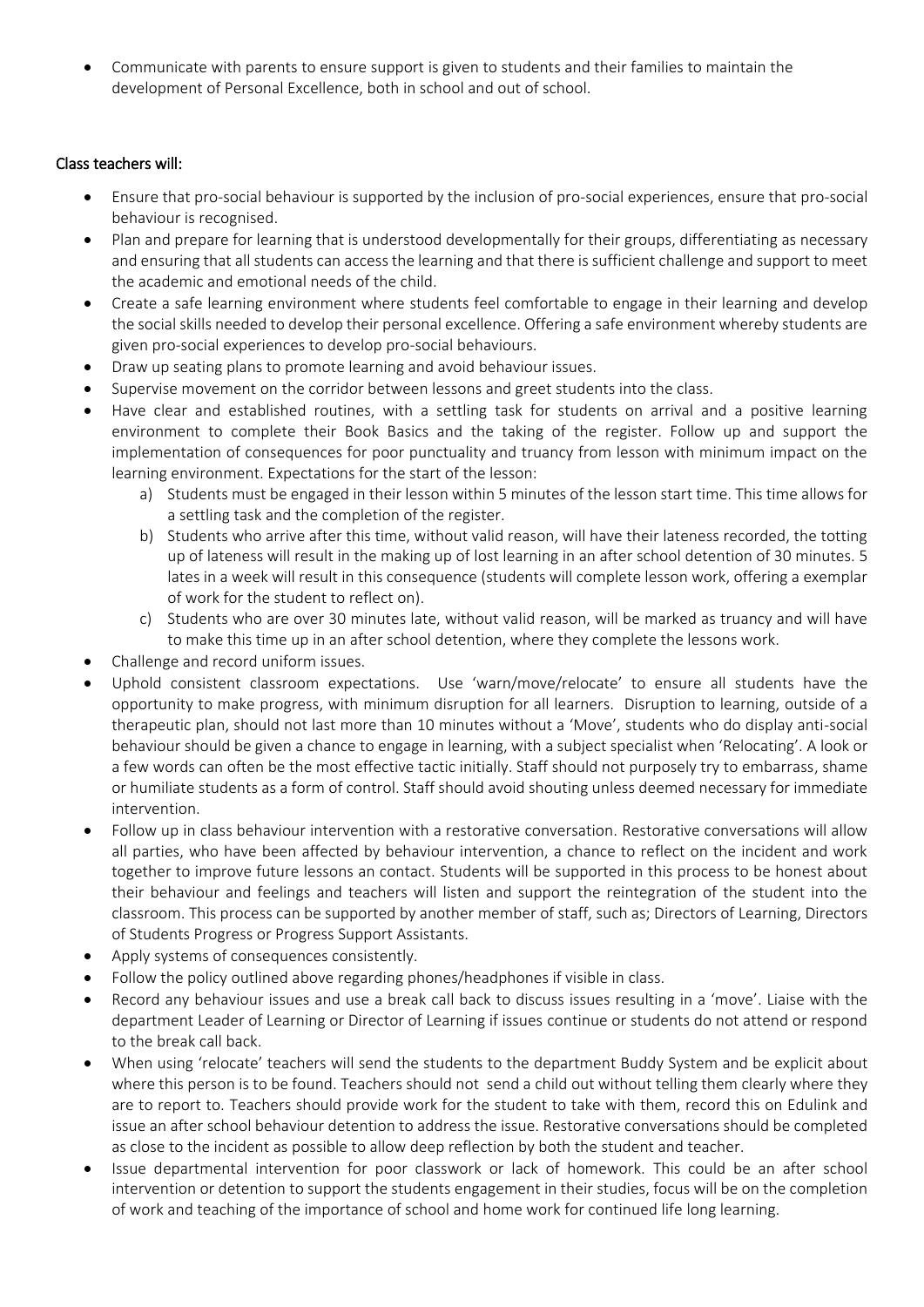- Communicate with parents to ensure support is given to students and their families to maintain the development of Personal Excellence, both in school and out of school.

### Class teachers will:

- Ensure that pro-social behaviour is supported by the inclusion of pro-social experiences, ensure that pro-social behaviour is recognised.
- Plan and prepare for learning that is understood developmentally for their groups, differentiating as necessary and ensuring that all students can access the learning and that there is sufficient challenge and support to meet the academic and emotional needs of the child.
- Create a safe learning environment where students feel comfortable to engage in their learning and develop the social skills needed to develop their personal excellence. Offering a safe environment whereby students are given pro-social experiences to develop pro-social behaviours.
- Draw up seating plans to promote learning and avoid behaviour issues.
- Supervise movement on the corridor between lessons and greet students into the class.
- Have clear and established routines, with a settling task for students on arrival and a positive learning environment to complete their Book Basics and the taking of the register. Follow up and support the implementation of consequences for poor punctuality and truancy from lesson with minimum impact on the learning environment. Expectations for the start of the lesson:
    a) Students must be engaged in their lesson within 5 minutes of the lesson start time. This time allows for a settling task and the completion of the register.
    b) Students who arrive after this time, without valid reason, will have their lateness recorded, the totting up of lateness will result in the making up of lost learning in an after school detention of 30 minutes. 5 lates in a week will result in this consequence (students will complete lesson work, offering a exemplar of work for the student to reflect on).
    c) Students who are over 30 minutes late, without valid reason, will be marked as truancy and will have to make this time up in an after school detention, where they complete the lessons work.
- Challenge and record uniform issues.
- Uphold consistent classroom expectations. Use 'warn/move/relocate' to ensure all students have the opportunity to make progress, with minimum disruption for all learners. Disruption to learning, outside of a therapeutic plan, should not last more than 10 minutes without a 'Move', students who do display anti-social behaviour should be given a chance to engage in learning, with a subject specialist when 'Relocating'. A look or a few words can often be the most effective tactic initially. Staff should not purposely try to embarrass, shame or humiliate students as a form of control. Staff should avoid shouting unless deemed necessary for immediate intervention.
- Follow up in class behaviour intervention with a restorative conversation. Restorative conversations will allow all parties, who have been affected by behaviour intervention, a chance to reflect on the incident and work together to improve future lessons an contact. Students will be supported in this process to be honest about their behaviour and feelings and teachers will listen and support the reintegration of the student into the classroom. This process can be supported by another member of staff, such as; Directors of Learning, Directors of Students Progress or Progress Support Assistants.
- Apply systems of consequences consistently.
- Follow the policy outlined above regarding phones/headphones if visible in class.
- Record any behaviour issues and use a break call back to discuss issues resulting in a 'move'. Liaise with the department Leader of Learning or Director of Learning if issues continue or students do not attend or respond to the break call back.
- When using 'relocate' teachers will send the students to the department Buddy System and be explicit about where this person is to be found. Teachers should not send a child out without telling them clearly where they are to report to. Teachers should provide work for the student to take with them, record this on Edulink and issue an after school behaviour detention to address the issue. Restorative conversations should be completed as close to the incident as possible to allow deep reflection by both the student and teacher.
- Issue departmental intervention for poor classwork or lack of homework. This could be an after school intervention or detention to support the students engagement in their studies, focus will be on the completion of work and teaching of the importance of school and home work for continued life long learning.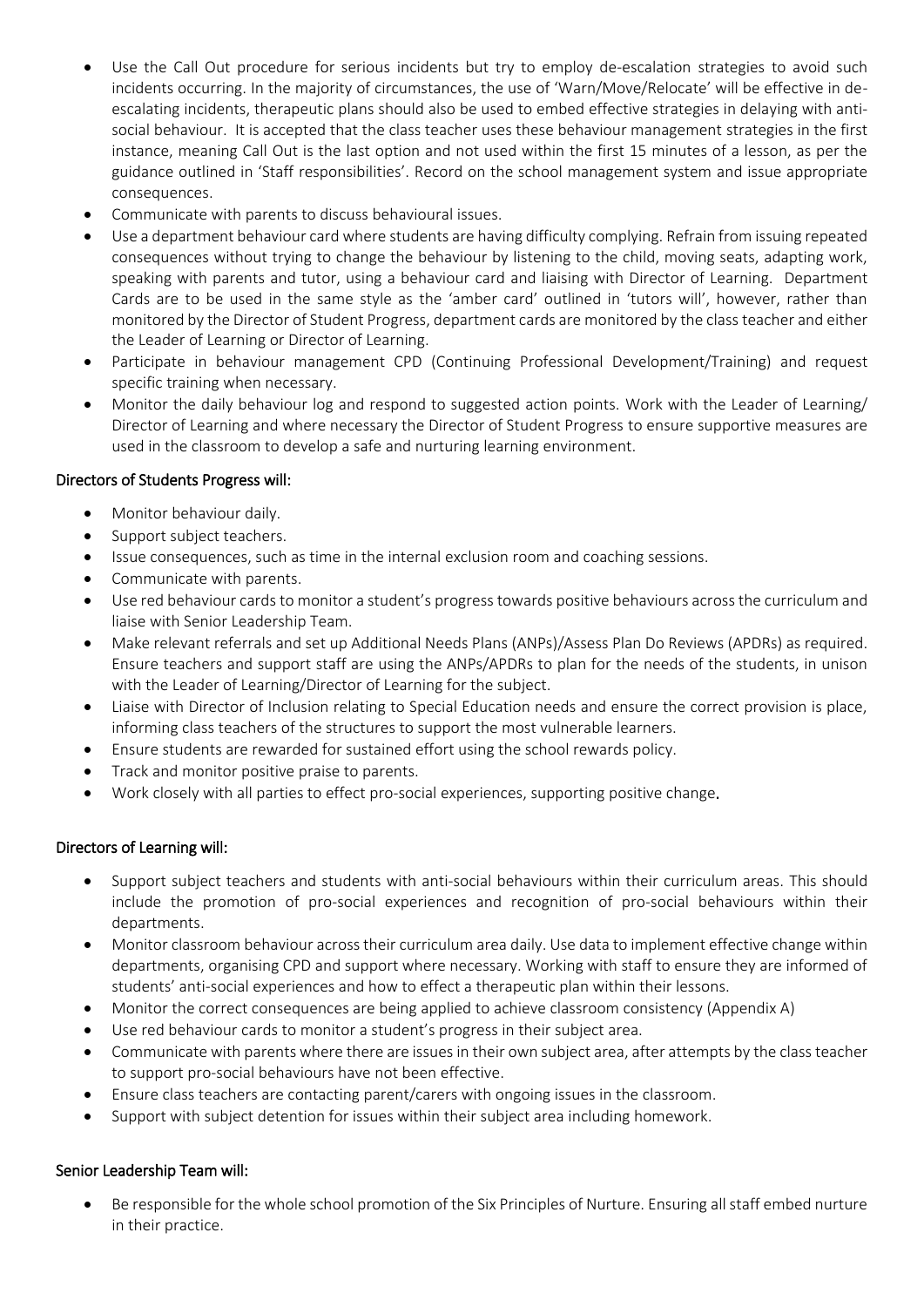- Use the Call Out procedure for serious incidents but try to employ de-escalation strategies to avoid such incidents occurring. In the majority of circumstances, the use of 'Warn/Move/Relocate' will be effective in de-escalating incidents, therapeutic plans should also be used to embed effective strategies in delaying with anti-social behaviour. It is accepted that the class teacher uses these behaviour management strategies in the first instance, meaning Call Out is the last option and not used within the first 15 minutes of a lesson, as per the guidance outlined in 'Staff responsibilities'. Record on the school management system and issue appropriate consequences.
- Communicate with parents to discuss behavioural issues.
- Use a department behaviour card where students are having difficulty complying. Refrain from issuing repeated consequences without trying to change the behaviour by listening to the child, moving seats, adapting work, speaking with parents and tutor, using a behaviour card and liaising with Director of Learning. Department Cards are to be used in the same style as the 'amber card' outlined in 'tutors will', however, rather than monitored by the Director of Student Progress, department cards are monitored by the class teacher and either the Leader of Learning or Director of Learning.
- Participate in behaviour management CPD (Continuing Professional Development/Training) and request specific training when necessary.
- Monitor the daily behaviour log and respond to suggested action points. Work with the Leader of Learning/ Director of Learning and where necessary the Director of Student Progress to ensure supportive measures are used in the classroom to develop a safe and nurturing learning environment.

## Directors of Students Progress will:

- Monitor behaviour daily.
- Support subject teachers.
- Issue consequences, such as time in the internal exclusion room and coaching sessions.
- Communicate with parents.
- Use red behaviour cards to monitor a student's progress towards positive behaviours across the curriculum and liaise with Senior Leadership Team.
- Make relevant referrals and set up Additional Needs Plans (ANPs)/Assess Plan Do Reviews (APDRs) as required. Ensure teachers and support staff are using the ANPs/APDRs to plan for the needs of the students, in unison with the Leader of Learning/Director of Learning for the subject.
- Liaise with Director of Inclusion relating to Special Education needs and ensure the correct provision is place, informing class teachers of the structures to support the most vulnerable learners.
- Ensure students are rewarded for sustained effort using the school rewards policy.
- Track and monitor positive praise to parents.
- Work closely with all parties to effect pro-social experiences, supporting positive change.

## Directors of Learning will:

- Support subject teachers and students with anti-social behaviours within their curriculum areas. This should include the promotion of pro-social experiences and recognition of pro-social behaviours within their departments.
- Monitor classroom behaviour across their curriculum area daily. Use data to implement effective change within departments, organising CPD and support where necessary. Working with staff to ensure they are informed of students' anti-social experiences and how to effect a therapeutic plan within their lessons.
- Monitor the correct consequences are being applied to achieve classroom consistency (Appendix A)
- Use red behaviour cards to monitor a student's progress in their subject area.
- Communicate with parents where there are issues in their own subject area, after attempts by the class teacher to support pro-social behaviours have not been effective.
- Ensure class teachers are contacting parent/carers with ongoing issues in the classroom.
- Support with subject detention for issues within their subject area including homework.

## Senior Leadership Team will:

- Be responsible for the whole school promotion of the Six Principles of Nurture. Ensuring all staff embed nurture in their practice.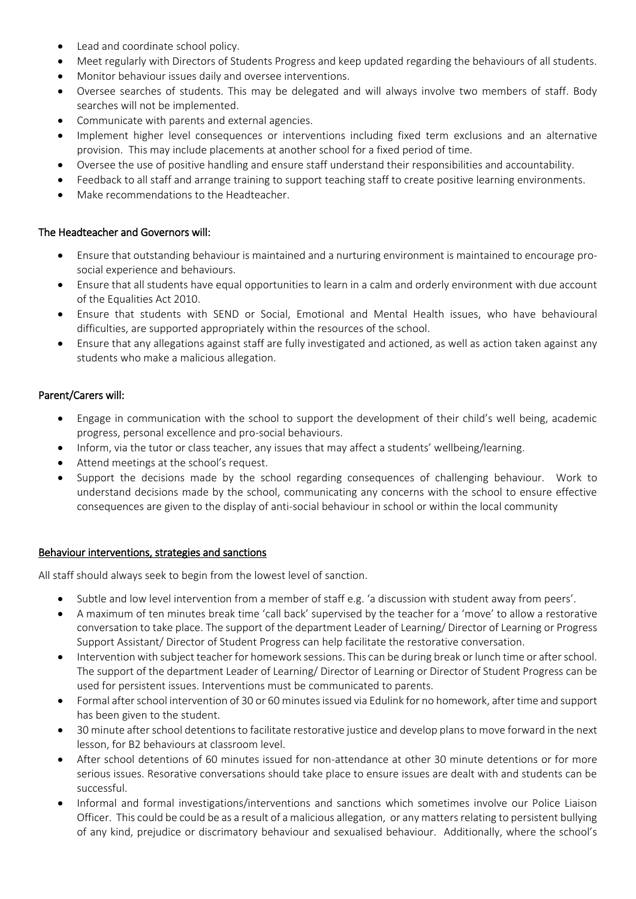- Lead and coordinate school policy.
- Meet regularly with Directors of Students Progress and keep updated regarding the behaviours of all students.
- Monitor behaviour issues daily and oversee interventions.
- Oversee searches of students. This may be delegated and will always involve two members of staff. Body searches will not be implemented.
- Communicate with parents and external agencies.
- Implement higher level consequences or interventions including fixed term exclusions and an alternative provision. This may include placements at another school for a fixed period of time.
- Oversee the use of positive handling and ensure staff understand their responsibilities and accountability.
- Feedback to all staff and arrange training to support teaching staff to create positive learning environments.
- Make recommendations to the Headteacher.

## The Headteacher and Governors will:

- Ensure that outstanding behaviour is maintained and a nurturing environment is maintained to encourage pro-social experience and behaviours.
- Ensure that all students have equal opportunities to learn in a calm and orderly environment with due account of the Equalities Act 2010.
- Ensure that students with SEND or Social, Emotional and Mental Health issues, who have behavioural difficulties, are supported appropriately within the resources of the school.
- Ensure that any allegations against staff are fully investigated and actioned, as well as action taken against any students who make a malicious allegation.

## Parent/Carers will:

- Engage in communication with the school to support the development of their child's well being, academic progress, personal excellence and pro-social behaviours.
- Inform, via the tutor or class teacher, any issues that may affect a students' wellbeing/learning.
- Attend meetings at the school's request.
- Support the decisions made by the school regarding consequences of challenging behaviour. Work to understand decisions made by the school, communicating any concerns with the school to ensure effective consequences are given to the display of anti-social behaviour in school or within the local community

## Behaviour interventions, strategies and sanctions

All staff should always seek to begin from the lowest level of sanction.

- Subtle and low level intervention from a member of staff e.g. 'a discussion with student away from peers'.
- A maximum of ten minutes break time 'call back' supervised by the teacher for a 'move' to allow a restorative conversation to take place. The support of the department Leader of Learning/ Director of Learning or Progress Support Assistant/ Director of Student Progress can help facilitate the restorative conversation.
- Intervention with subject teacher for homework sessions. This can be during break or lunch time or after school. The support of the department Leader of Learning/ Director of Learning or Director of Student Progress can be used for persistent issues. Interventions must be communicated to parents.
- Formal after school intervention of 30 or 60 minutes issued via Edulink for no homework, after time and support has been given to the student.
- 30 minute after school detentions to facilitate restorative justice and develop plans to move forward in the next lesson, for B2 behaviours at classroom level.
- After school detentions of 60 minutes issued for non-attendance at other 30 minute detentions or for more serious issues. Resorative conversations should take place to ensure issues are dealt with and students can be successful.
- Informal and formal investigations/interventions and sanctions which sometimes involve our Police Liaison Officer. This could be could be as a result of a malicious allegation, or any matters relating to persistent bullying of any kind, prejudice or discrimatory behaviour and sexualised behaviour. Additionally, where the school's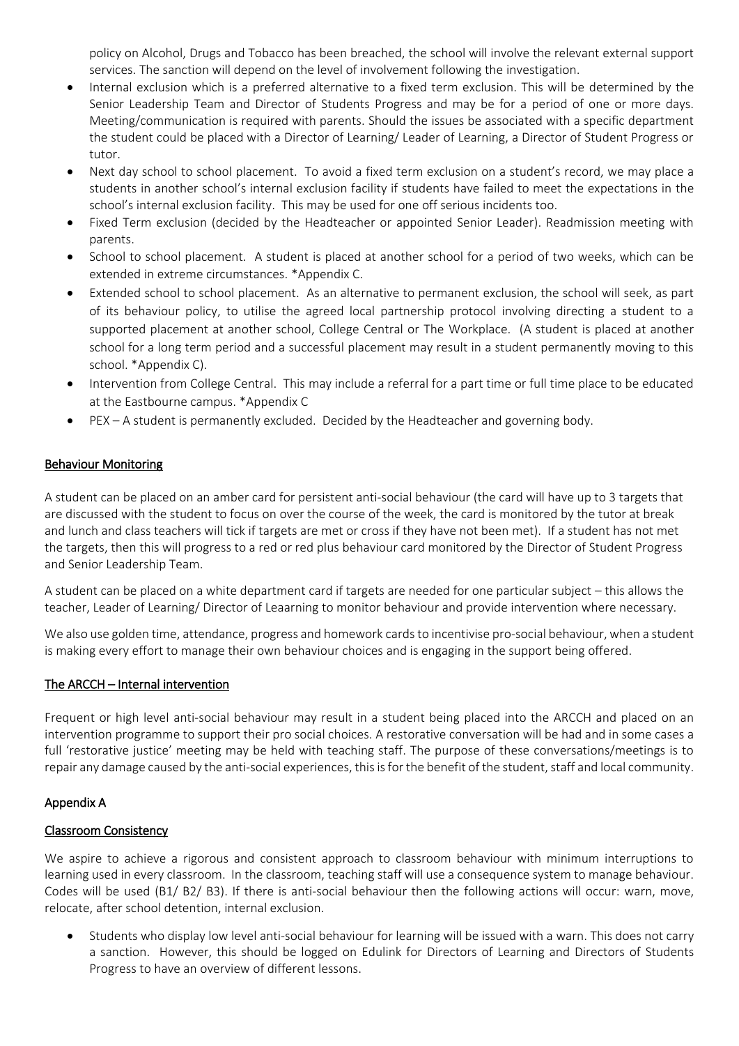policy on Alcohol, Drugs and Tobacco has been breached, the school will involve the relevant external support services. The sanction will depend on the level of involvement following the investigation.

- Internal exclusion which is a preferred alternative to a fixed term exclusion. This will be determined by the Senior Leadership Team and Director of Students Progress and may be for a period of one or more days. Meeting/communication is required with parents. Should the issues be associated with a specific department the student could be placed with a Director of Learning/ Leader of Learning, a Director of Student Progress or tutor.
- Next day school to school placement. To avoid a fixed term exclusion on a student's record, we may place a students in another school's internal exclusion facility if students have failed to meet the expectations in the school's internal exclusion facility. This may be used for one off serious incidents too.
- Fixed Term exclusion (decided by the Headteacher or appointed Senior Leader). Readmission meeting with parents.
- School to school placement. A student is placed at another school for a period of two weeks, which can be extended in extreme circumstances. *Appendix C.
- Extended school to school placement. As an alternative to permanent exclusion, the school will seek, as part of its behaviour policy, to utilise the agreed local partnership protocol involving directing a student to a supported placement at another school, College Central or The Workplace. (A student is placed at another school for a long term period and a successful placement may result in a student permanently moving to this school. *Appendix C).
- Intervention from College Central. This may include a referral for a part time or full time place to be educated at the Eastbourne campus. *Appendix C
- PEX – A student is permanently excluded. Decided by the Headteacher and governing body.

## Behaviour Monitoring

A student can be placed on an amber card for persistent anti-social behaviour (the card will have up to 3 targets that are discussed with the student to focus on over the course of the week, the card is monitored by the tutor at break and lunch and class teachers will tick if targets are met or cross if they have not been met). If a student has not met the targets, then this will progress to a red or red plus behaviour card monitored by the Director of Student Progress and Senior Leadership Team.

A student can be placed on a white department card if targets are needed for one particular subject – this allows the teacher, Leader of Learning/ Director of Leaarning to monitor behaviour and provide intervention where necessary.

We also use golden time, attendance, progress and homework cards to incentivise pro-social behaviour, when a student is making every effort to manage their own behaviour choices and is engaging in the support being offered.

## The ARCCH – Internal intervention

Frequent or high level anti-social behaviour may result in a student being placed into the ARCCH and placed on an intervention programme to support their pro social choices. A restorative conversation will be had and in some cases a full 'restorative justice' meeting may be held with teaching staff. The purpose of these conversations/meetings is to repair any damage caused by the anti-social experiences, this is for the benefit of the student, staff and local community.

## Appendix A

## Classroom Consistency

We aspire to achieve a rigorous and consistent approach to classroom behaviour with minimum interruptions to learning used in every classroom. In the classroom, teaching staff will use a consequence system to manage behaviour. Codes will be used (B1/ B2/ B3). If there is anti-social behaviour then the following actions will occur: warn, move, relocate, after school detention, internal exclusion.

- Students who display low level anti-social behaviour for learning will be issued with a warn. This does not carry a sanction. However, this should be logged on Edulink for Directors of Learning and Directors of Students Progress to have an overview of different lessons.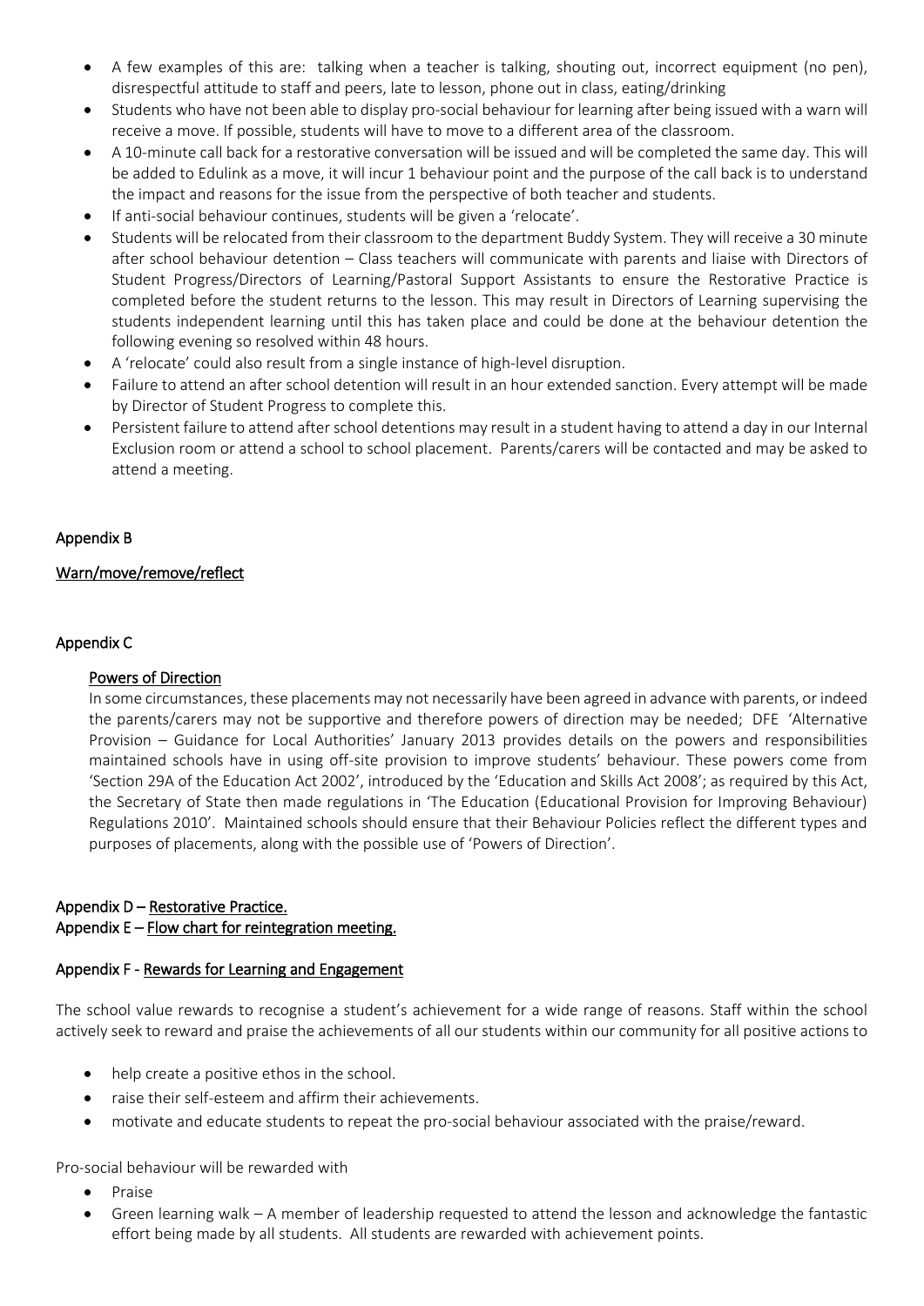- A few examples of this are: talking when a teacher is talking, shouting out, incorrect equipment (no pen), disrespectful attitude to staff and peers, late to lesson, phone out in class, eating/drinking
- Students who have not been able to display pro-social behaviour for learning after being issued with a warn will receive a move. If possible, students will have to move to a different area of the classroom.
- A 10-minute call back for a restorative conversation will be issued and will be completed the same day. This will be added to Edulink as a move, it will incur 1 behaviour point and the purpose of the call back is to understand the impact and reasons for the issue from the perspective of both teacher and students.
- If anti-social behaviour continues, students will be given a 'relocate'.
- Students will be relocated from their classroom to the department Buddy System. They will receive a 30 minute after school behaviour detention – Class teachers will communicate with parents and liaise with Directors of Student Progress/Directors of Learning/Pastoral Support Assistants to ensure the Restorative Practice is completed before the student returns to the lesson. This may result in Directors of Learning supervising the students independent learning until this has taken place and could be done at the behaviour detention the following evening so resolved within 48 hours.
- A 'relocate' could also result from a single instance of high-level disruption.
- Failure to attend an after school detention will result in an hour extended sanction. Every attempt will be made by Director of Student Progress to complete this.
- Persistent failure to attend after school detentions may result in a student having to attend a day in our Internal Exclusion room or attend a school to school placement. Parents/carers will be contacted and may be asked to attend a meeting.

## Appendix B

Warn/move/remove/reflect

## Appendix C

### Powers of Direction

In some circumstances, these placements may not necessarily have been agreed in advance with parents, or indeed the parents/carers may not be supportive and therefore powers of direction may be needed; DFE 'Alternative Provision – Guidance for Local Authorities' January 2013 provides details on the powers and responsibilities maintained schools have in using off-site provision to improve students' behaviour. These powers come from 'Section 29A of the Education Act 2002', introduced by the 'Education and Skills Act 2008'; as required by this Act, the Secretary of State then made regulations in 'The Education (Educational Provision for Improving Behaviour) Regulations 2010'. Maintained schools should ensure that their Behaviour Policies reflect the different types and purposes of placements, along with the possible use of 'Powers of Direction'.

## Appendix D – Restorative Practice.

## Appendix E – Flow chart for reintegration meeting.

## Appendix F - Rewards for Learning and Engagement

The school value rewards to recognise a student's achievement for a wide range of reasons. Staff within the school actively seek to reward and praise the achievements of all our students within our community for all positive actions to

- help create a positive ethos in the school.
- raise their self-esteem and affirm their achievements.
- motivate and educate students to repeat the pro-social behaviour associated with the praise/reward.

Pro-social behaviour will be rewarded with

- Praise
- Green learning walk – A member of leadership requested to attend the lesson and acknowledge the fantastic effort being made by all students. All students are rewarded with achievement points.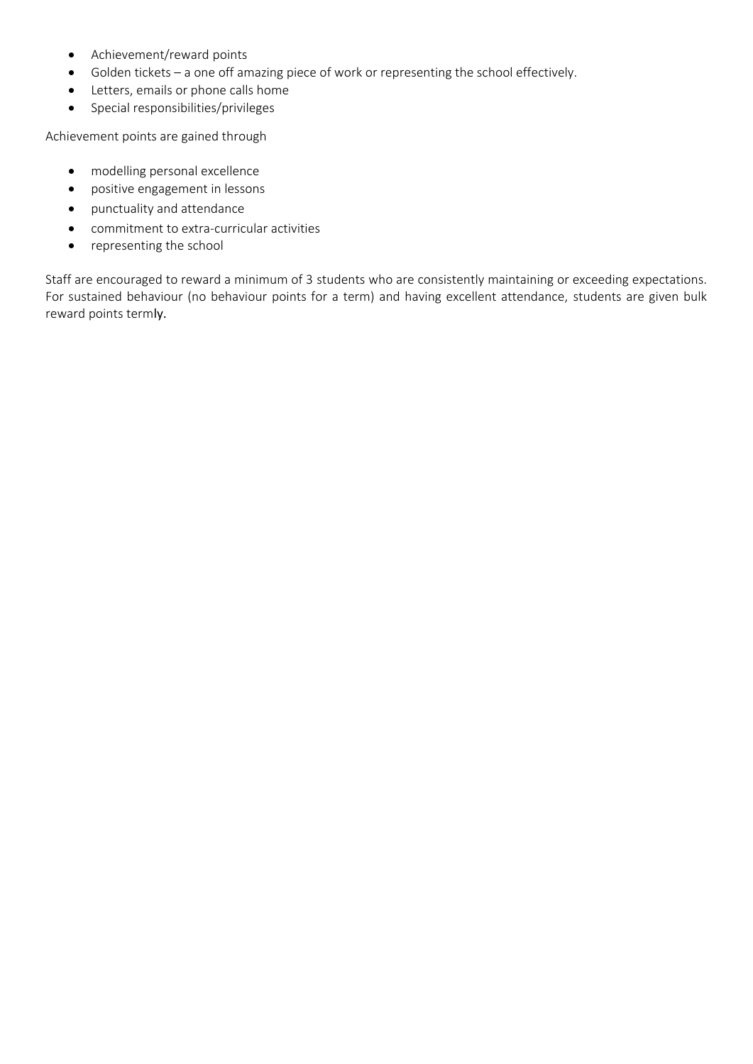- Achievement/reward points
- Golden tickets – a one off amazing piece of work or representing the school effectively.
- Letters, emails or phone calls home
- Special responsibilities/privileges

Achievement points are gained through

- modelling personal excellence
- positive engagement in lessons
- punctuality and attendance
- commitment to extra-curricular activities
- representing the school

Staff are encouraged to reward a minimum of 3 students who are consistently maintaining or exceeding expectations. For sustained behaviour (no behaviour points for a term) and having excellent attendance, students are given bulk reward points termly.